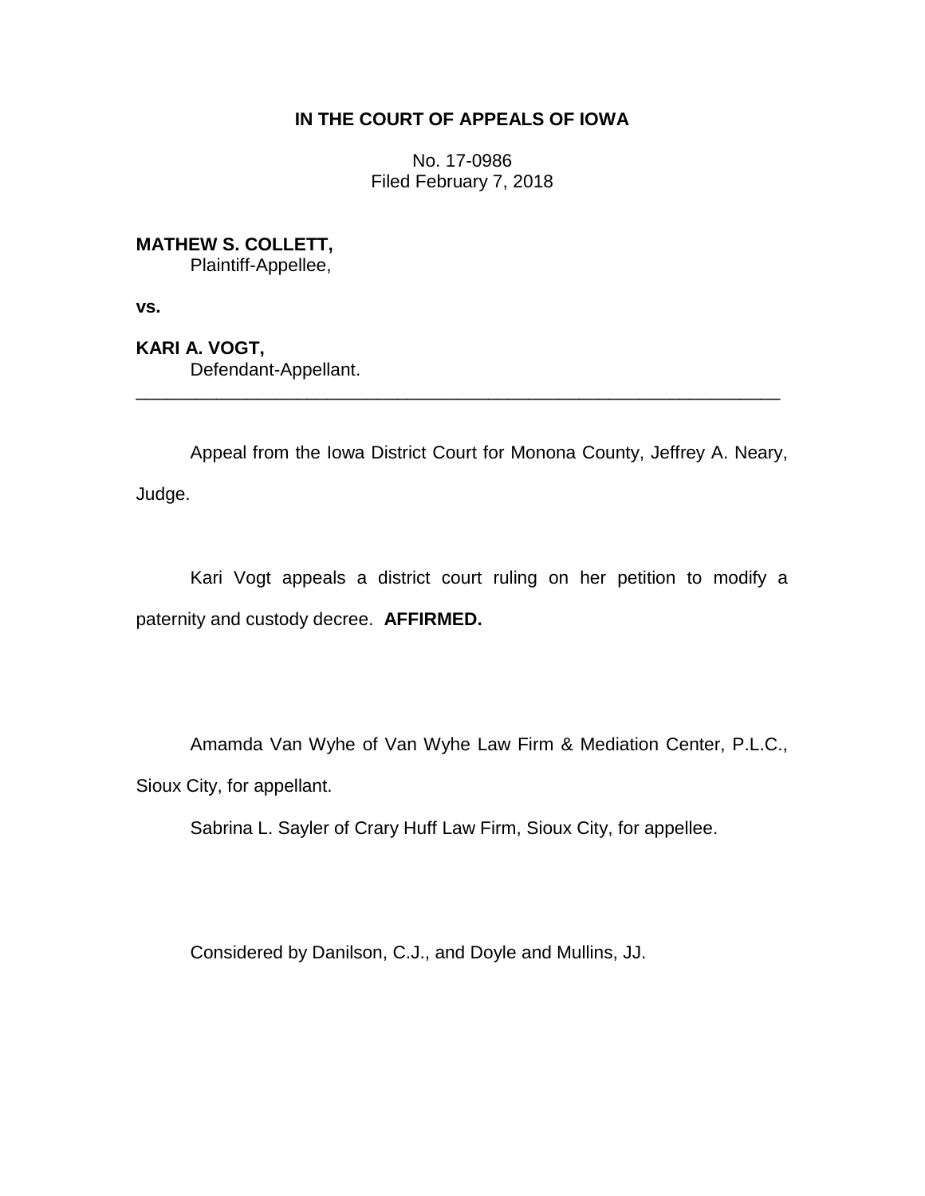**IN THE COURT OF APPEALS OF IOWA**

No. 17-0986
Filed February 7, 2018

**MATHEW S. COLLETT,**
Plaintiff-Appellee,

**vs.**

**KARI A. VOGT,**
Defendant-Appellant.

---

Appeal from the Iowa District Court for Monona County, Jeffrey A. Neary, Judge.

Kari Vogt appeals a district court ruling on her petition to modify a paternity and custody decree. **AFFIRMED.**

Amamda Van Wyhe of Van Wyhe Law Firm & Mediation Center, P.L.C., Sioux City, for appellant.

Sabrina L. Sayler of Crary Huff Law Firm, Sioux City, for appellee.

Considered by Danilson, C.J., and Doyle and Mullins, JJ.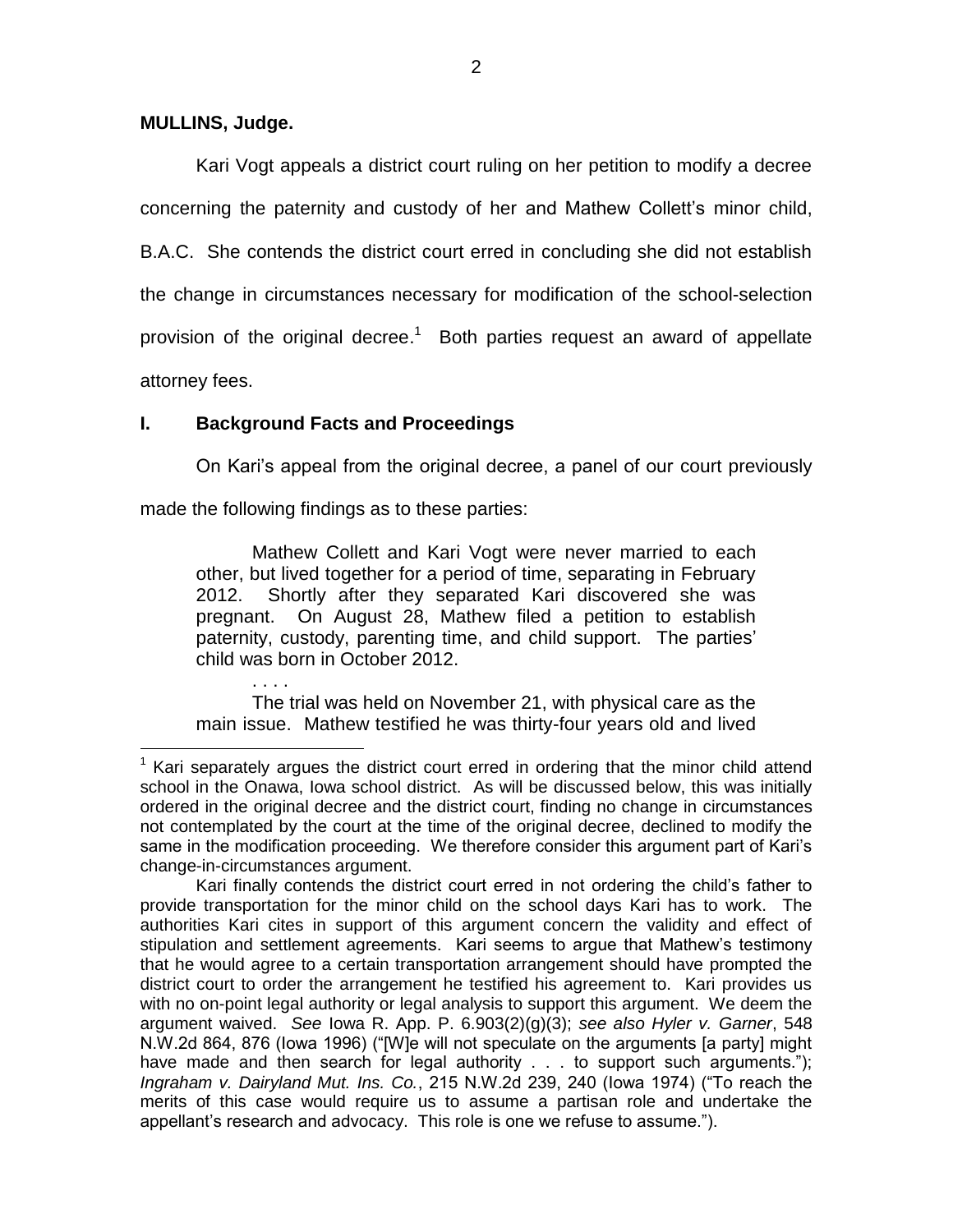**MULLINS, Judge.**

Kari Vogt appeals a district court ruling on her petition to modify a decree concerning the paternity and custody of her and Mathew Collett's minor child, B.A.C. She contends the district court erred in concluding she did not establish the change in circumstances necessary for modification of the school-selection provision of the original decree.[1] Both parties request an award of appellate attorney fees.

## I. Background Facts and Proceedings

On Kari's appeal from the original decree, a panel of our court previously made the following findings as to these parties:

> Mathew Collett and Kari Vogt were never married to each other, but lived together for a period of time, separating in February 2012. Shortly after they separated Kari discovered she was pregnant. On August 28, Mathew filed a petition to establish paternity, custody, parenting time, and child support. The parties' child was born in October 2012.
>
> . . . .
>
> The trial was held on November 21, with physical care as the main issue. Mathew testified he was thirty-four years old and lived

---

[1] Kari separately argues the district court erred in ordering that the minor child attend school in the Onawa, Iowa school district. As will be discussed below, this was initially ordered in the original decree and the district court, finding no change in circumstances not contemplated by the court at the time of the original decree, declined to modify the same in the modification proceeding. We therefore consider this argument part of Kari's change-in-circumstances argument.

Kari finally contends the district court erred in not ordering the child's father to provide transportation for the minor child on the school days Kari has to work. The authorities Kari cites in support of this argument concern the validity and effect of stipulation and settlement agreements. Kari seems to argue that Mathew's testimony that he would agree to a certain transportation arrangement should have prompted the district court to order the arrangement he testified his agreement to. Kari provides us with no on-point legal authority or legal analysis to support this argument. We deem the argument waived. *See* Iowa R. App. P. 6.903(2)(g)(3); *see also Hyler v. Garner*, 548 N.W.2d 864, 876 (Iowa 1996) ("[W]e will not speculate on the arguments [a party] might have made and then search for legal authority . . . to support such arguments."); *Ingraham v. Dairyland Mut. Ins. Co.*, 215 N.W.2d 239, 240 (Iowa 1974) ("To reach the merits of this case would require us to assume a partisan role and undertake the appellant's research and advocacy. This role is one we refuse to assume.").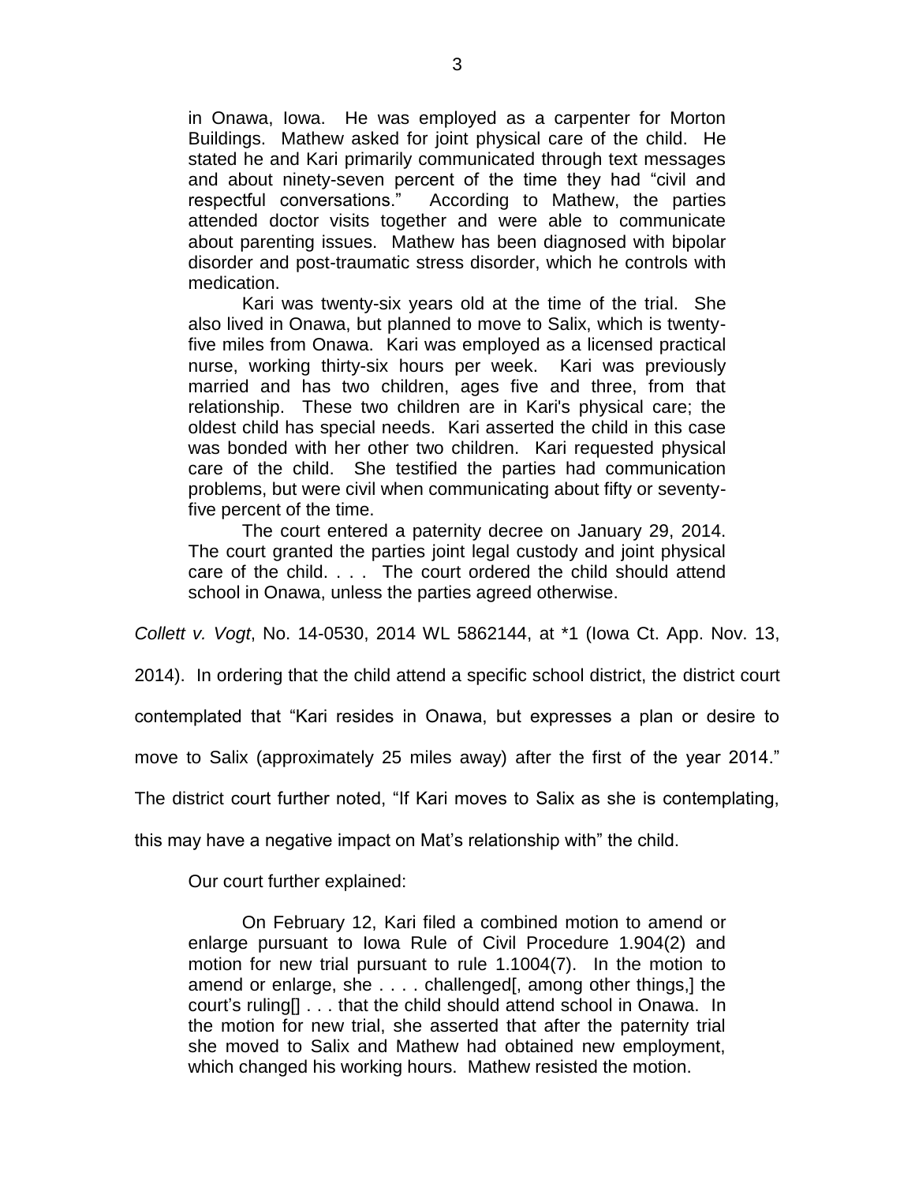> in Onawa, Iowa. He was employed as a carpenter for Morton Buildings. Mathew asked for joint physical care of the child. He stated he and Kari primarily communicated through text messages and about ninety-seven percent of the time they had "civil and respectful conversations." According to Mathew, the parties attended doctor visits together and were able to communicate about parenting issues. Mathew has been diagnosed with bipolar disorder and post-traumatic stress disorder, which he controls with medication.
>
> Kari was twenty-six years old at the time of the trial. She also lived in Onawa, but planned to move to Salix, which is twenty-five miles from Onawa. Kari was employed as a licensed practical nurse, working thirty-six hours per week. Kari was previously married and has two children, ages five and three, from that relationship. These two children are in Kari's physical care; the oldest child has special needs. Kari asserted the child in this case was bonded with her other two children. Kari requested physical care of the child. She testified the parties had communication problems, but were civil when communicating about fifty or seventy-five percent of the time.
>
> The court entered a paternity decree on January 29, 2014. The court granted the parties joint legal custody and joint physical care of the child. . . . The court ordered the child should attend school in Onawa, unless the parties agreed otherwise.

*Collett v. Vogt*, No. 14-0530, 2014 WL 5862144, at *1 (Iowa Ct. App. Nov. 13, 2014). In ordering that the child attend a specific school district, the district court contemplated that "Kari resides in Onawa, but expresses a plan or desire to move to Salix (approximately 25 miles away) after the first of the year 2014." The district court further noted, "If Kari moves to Salix as she is contemplating, this may have a negative impact on Mat's relationship with" the child.

Our court further explained:

> On February 12, Kari filed a combined motion to amend or enlarge pursuant to Iowa Rule of Civil Procedure 1.904(2) and motion for new trial pursuant to rule 1.1004(7). In the motion to amend or enlarge, she . . . . challenged[, among other things,] the court's ruling[] . . . that the child should attend school in Onawa. In the motion for new trial, she asserted that after the paternity trial she moved to Salix and Mathew had obtained new employment, which changed his working hours. Mathew resisted the motion.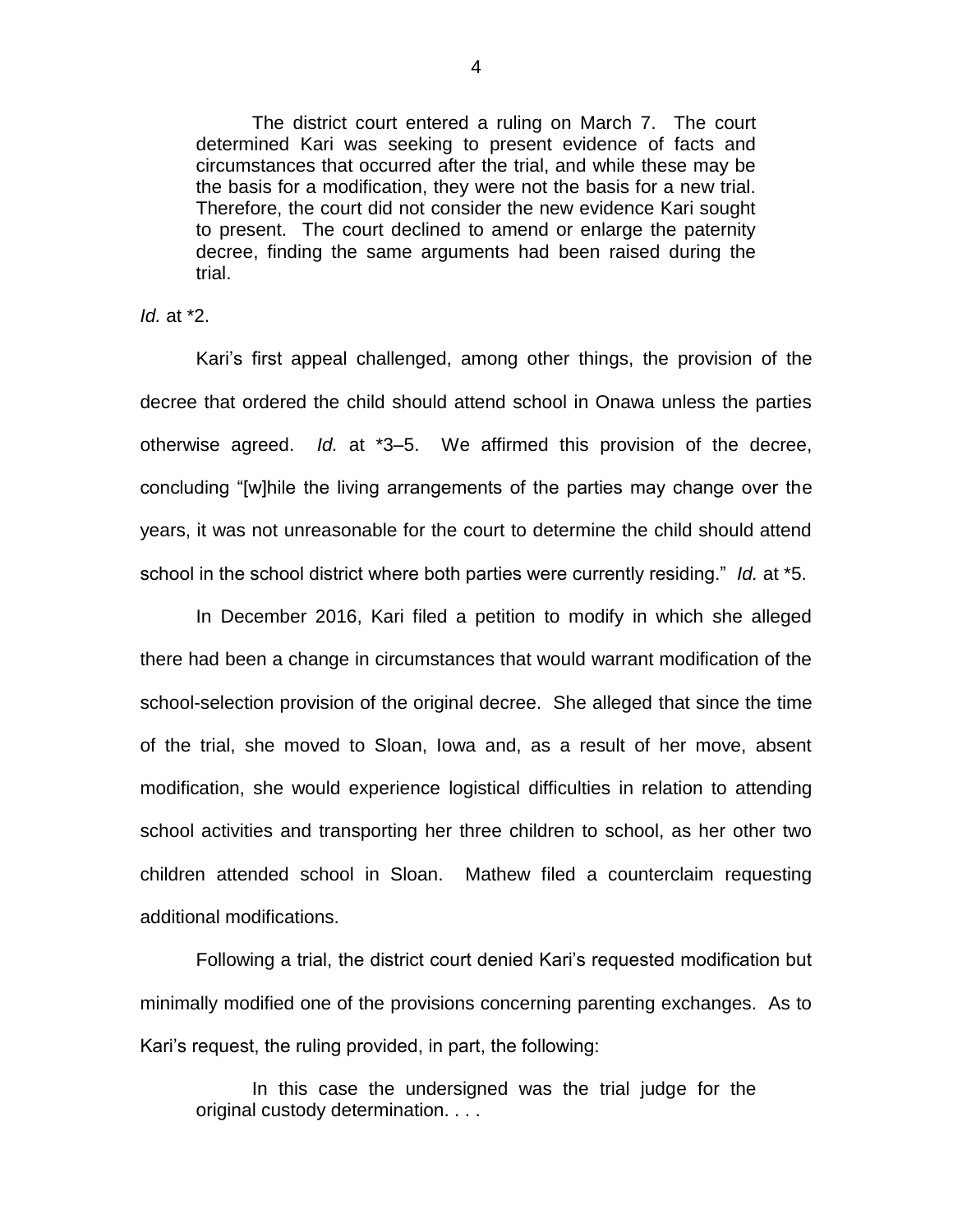> The district court entered a ruling on March 7. The court determined Kari was seeking to present evidence of facts and circumstances that occurred after the trial, and while these may be the basis for a modification, they were not the basis for a new trial. Therefore, the court did not consider the new evidence Kari sought to present. The court declined to amend or enlarge the paternity decree, finding the same arguments had been raised during the trial.

*Id.* at *2.

Kari's first appeal challenged, among other things, the provision of the decree that ordered the child should attend school in Onawa unless the parties otherwise agreed. *Id.* at *3–5. We affirmed this provision of the decree, concluding "[w]hile the living arrangements of the parties may change over the years, it was not unreasonable for the court to determine the child should attend school in the school district where both parties were currently residing." *Id.* at *5.

In December 2016, Kari filed a petition to modify in which she alleged there had been a change in circumstances that would warrant modification of the school-selection provision of the original decree. She alleged that since the time of the trial, she moved to Sloan, Iowa and, as a result of her move, absent modification, she would experience logistical difficulties in relation to attending school activities and transporting her three children to school, as her other two children attended school in Sloan. Mathew filed a counterclaim requesting additional modifications.

Following a trial, the district court denied Kari's requested modification but minimally modified one of the provisions concerning parenting exchanges. As to Kari's request, the ruling provided, in part, the following:

> In this case the undersigned was the trial judge for the original custody determination. . . .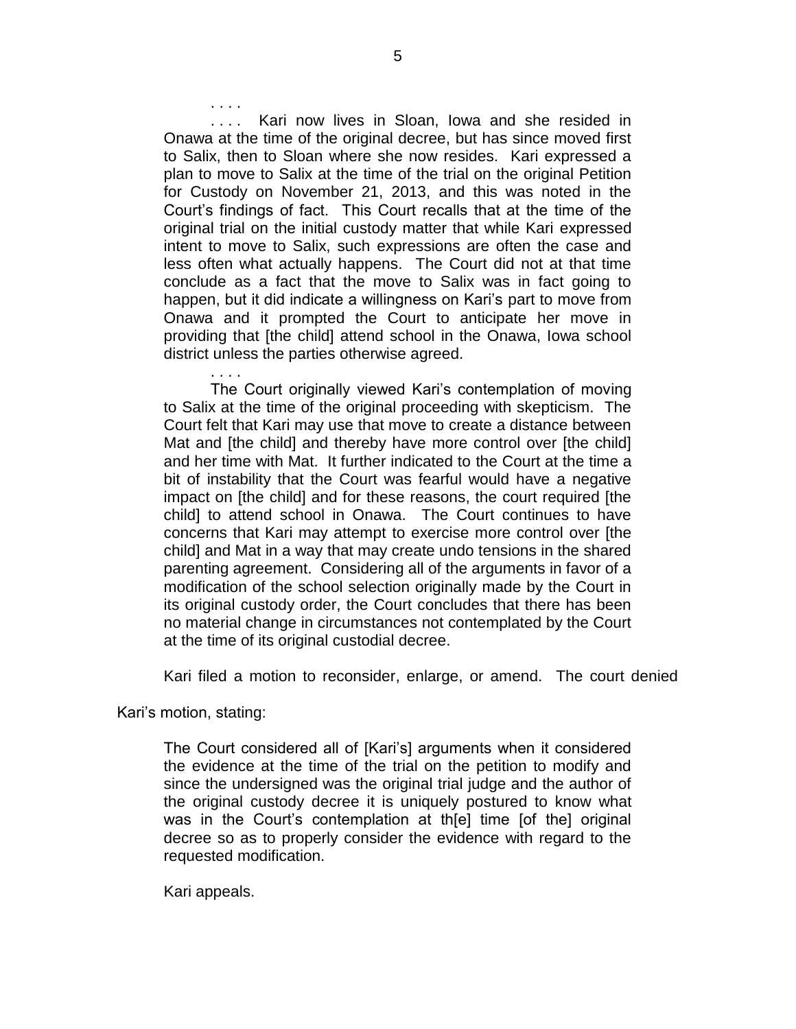. . . .

. . . . Kari now lives in Sloan, Iowa and she resided in Onawa at the time of the original decree, but has since moved first to Salix, then to Sloan where she now resides. Kari expressed a plan to move to Salix at the time of the trial on the original Petition for Custody on November 21, 2013, and this was noted in the Court's findings of fact. This Court recalls that at the time of the original trial on the initial custody matter that while Kari expressed intent to move to Salix, such expressions are often the case and less often what actually happens. The Court did not at that time conclude as a fact that the move to Salix was in fact going to happen, but it did indicate a willingness on Kari's part to move from Onawa and it prompted the Court to anticipate her move in providing that [the child] attend school in the Onawa, Iowa school district unless the parties otherwise agreed.

. . . .

The Court originally viewed Kari's contemplation of moving to Salix at the time of the original proceeding with skepticism. The Court felt that Kari may use that move to create a distance between Mat and [the child] and thereby have more control over [the child] and her time with Mat. It further indicated to the Court at the time a bit of instability that the Court was fearful would have a negative impact on [the child] and for these reasons, the court required [the child] to attend school in Onawa. The Court continues to have concerns that Kari may attempt to exercise more control over [the child] and Mat in a way that may create undo tensions in the shared parenting agreement. Considering all of the arguments in favor of a modification of the school selection originally made by the Court in its original custody order, the Court concludes that there has been no material change in circumstances not contemplated by the Court at the time of its original custodial decree.

Kari filed a motion to reconsider, enlarge, or amend. The court denied Kari's motion, stating:

The Court considered all of [Kari's] arguments when it considered the evidence at the time of the trial on the petition to modify and since the undersigned was the original trial judge and the author of the original custody decree it is uniquely postured to know what was in the Court's contemplation at th[e] time [of the] original decree so as to properly consider the evidence with regard to the requested modification.

Kari appeals.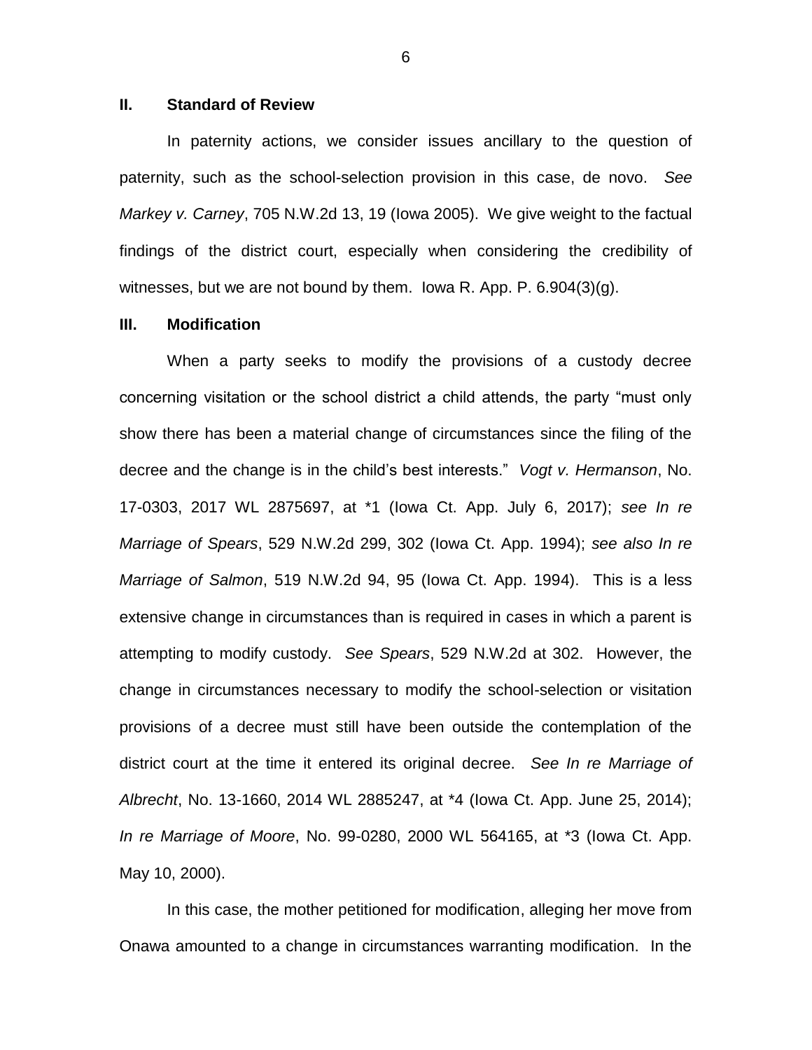## II. Standard of Review

In paternity actions, we consider issues ancillary to the question of paternity, such as the school-selection provision in this case, de novo. *See Markey v. Carney*, 705 N.W.2d 13, 19 (Iowa 2005). We give weight to the factual findings of the district court, especially when considering the credibility of witnesses, but we are not bound by them. Iowa R. App. P. 6.904(3)(g).

## III. Modification

When a party seeks to modify the provisions of a custody decree concerning visitation or the school district a child attends, the party "must only show there has been a material change of circumstances since the filing of the decree and the change is in the child's best interests." *Vogt v. Hermanson*, No. 17-0303, 2017 WL 2875697, at *1 (Iowa Ct. App. July 6, 2017); *see In re Marriage of Spears*, 529 N.W.2d 299, 302 (Iowa Ct. App. 1994); *see also In re Marriage of Salmon*, 519 N.W.2d 94, 95 (Iowa Ct. App. 1994). This is a less extensive change in circumstances than is required in cases in which a parent is attempting to modify custody. *See Spears*, 529 N.W.2d at 302. However, the change in circumstances necessary to modify the school-selection or visitation provisions of a decree must still have been outside the contemplation of the district court at the time it entered its original decree. *See In re Marriage of Albrecht*, No. 13-1660, 2014 WL 2885247, at *4 (Iowa Ct. App. June 25, 2014); *In re Marriage of Moore*, No. 99-0280, 2000 WL 564165, at *3 (Iowa Ct. App. May 10, 2000).

In this case, the mother petitioned for modification, alleging her move from Onawa amounted to a change in circumstances warranting modification. In the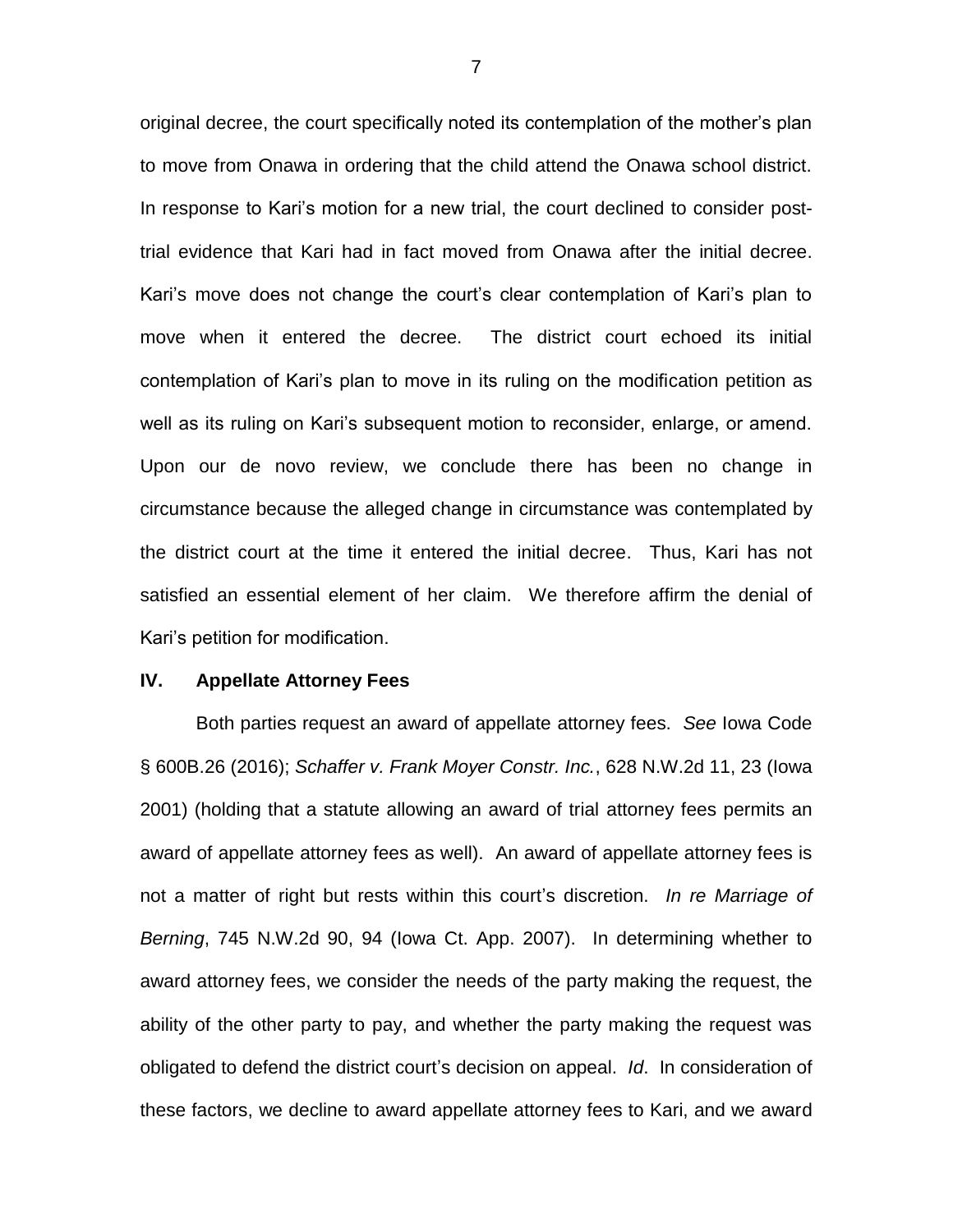original decree, the court specifically noted its contemplation of the mother's plan to move from Onawa in ordering that the child attend the Onawa school district. In response to Kari's motion for a new trial, the court declined to consider post-trial evidence that Kari had in fact moved from Onawa after the initial decree. Kari's move does not change the court's clear contemplation of Kari's plan to move when it entered the decree. The district court echoed its initial contemplation of Kari's plan to move in its ruling on the modification petition as well as its ruling on Kari's subsequent motion to reconsider, enlarge, or amend. Upon our de novo review, we conclude there has been no change in circumstance because the alleged change in circumstance was contemplated by the district court at the time it entered the initial decree. Thus, Kari has not satisfied an essential element of her claim. We therefore affirm the denial of Kari's petition for modification.

## IV. Appellate Attorney Fees

Both parties request an award of appellate attorney fees. *See* Iowa Code § 600B.26 (2016); *Schaffer v. Frank Moyer Constr. Inc.*, 628 N.W.2d 11, 23 (Iowa 2001) (holding that a statute allowing an award of trial attorney fees permits an award of appellate attorney fees as well). An award of appellate attorney fees is not a matter of right but rests within this court's discretion. *In re Marriage of Berning*, 745 N.W.2d 90, 94 (Iowa Ct. App. 2007). In determining whether to award attorney fees, we consider the needs of the party making the request, the ability of the other party to pay, and whether the party making the request was obligated to defend the district court's decision on appeal. *Id*. In consideration of these factors, we decline to award appellate attorney fees to Kari, and we award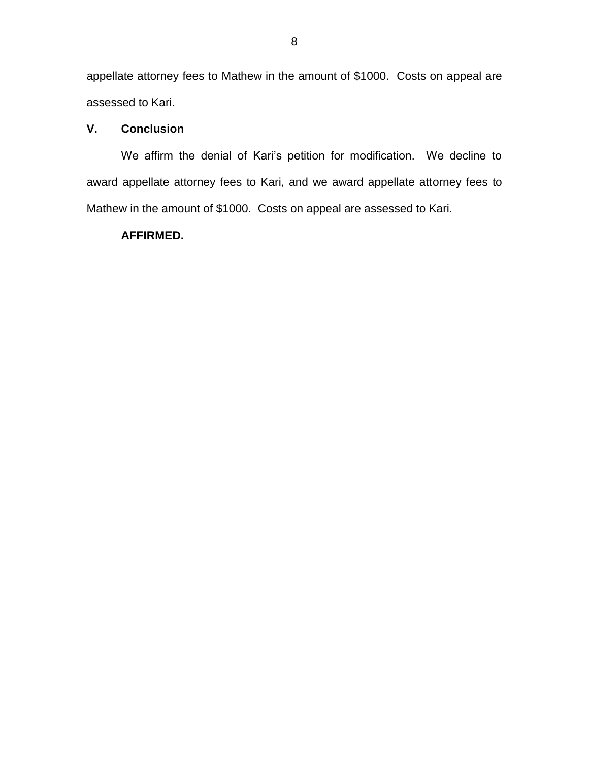appellate attorney fees to Mathew in the amount of $1000. Costs on appeal are assessed to Kari.

## V. Conclusion

We affirm the denial of Kari’s petition for modification. We decline to award appellate attorney fees to Kari, and we award appellate attorney fees to Mathew in the amount of $1000. Costs on appeal are assessed to Kari.

**AFFIRMED.**